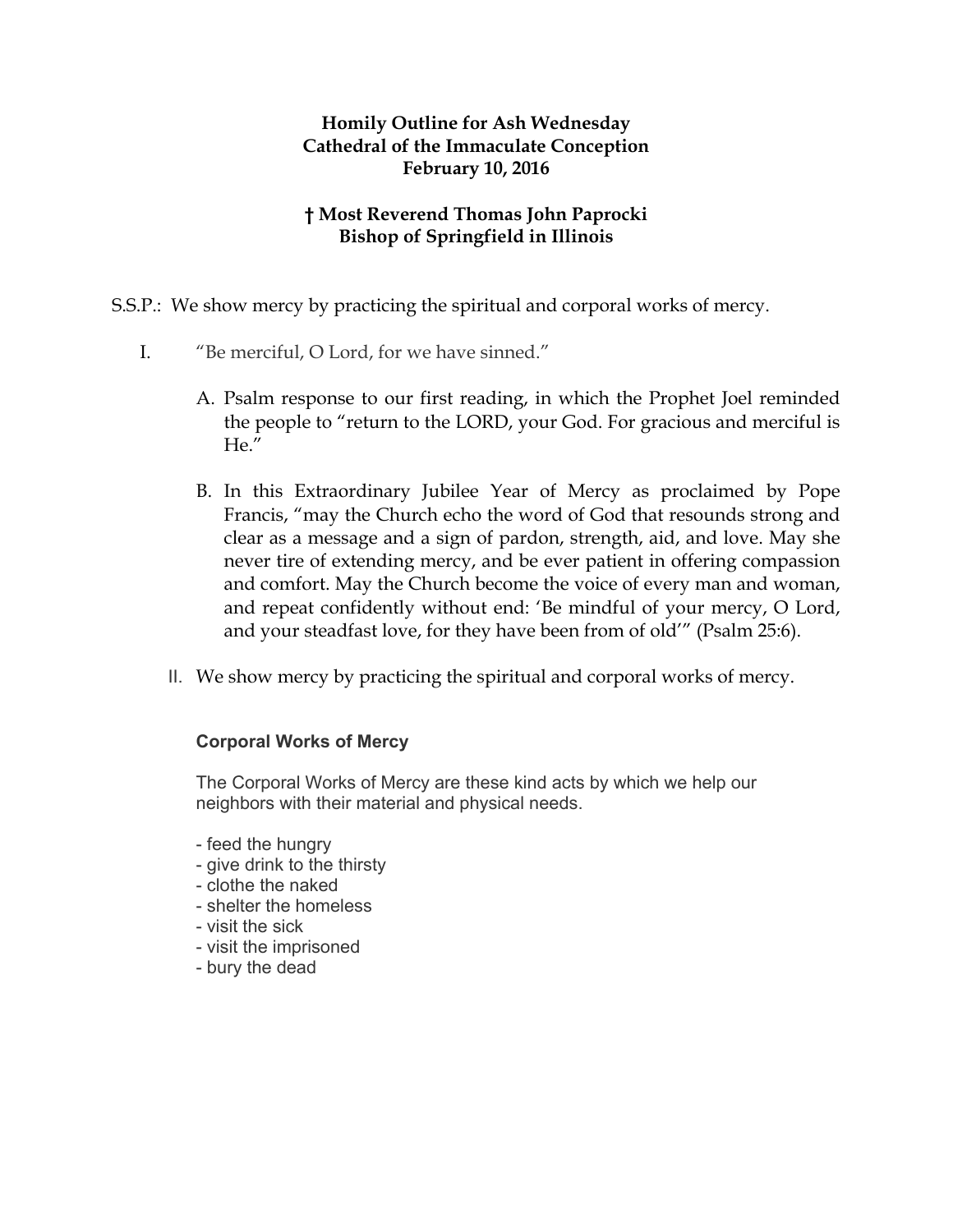**Homily Outline for Ash Wednesday**
**Cathedral of the Immaculate Conception**
**February 10, 2016**

**† Most Reverend Thomas John Paprocki**
**Bishop of Springfield in Illinois**

S.S.P.: We show mercy by practicing the spiritual and corporal works of mercy.

I. "Be merciful, O Lord, for we have sinned."

   A. Psalm response to our first reading, in which the Prophet Joel reminded the people to "return to the LORD, your God. For gracious and merciful is He."

   B. In this Extraordinary Jubilee Year of Mercy as proclaimed by Pope Francis, "may the Church echo the word of God that resounds strong and clear as a message and a sign of pardon, strength, aid, and love. May she never tire of extending mercy, and be ever patient in offering compassion and comfort. May the Church become the voice of every man and woman, and repeat confidently without end: 'Be mindful of your mercy, O Lord, and your steadfast love, for they have been from of old'" (Psalm 25:6).

II. We show mercy by practicing the spiritual and corporal works of mercy.

**Corporal Works of Mercy**

The Corporal Works of Mercy are these kind acts by which we help our neighbors with their material and physical needs.

- feed the hungry
- give drink to the thirsty
- clothe the naked
- shelter the homeless
- visit the sick
- visit the imprisoned
- bury the dead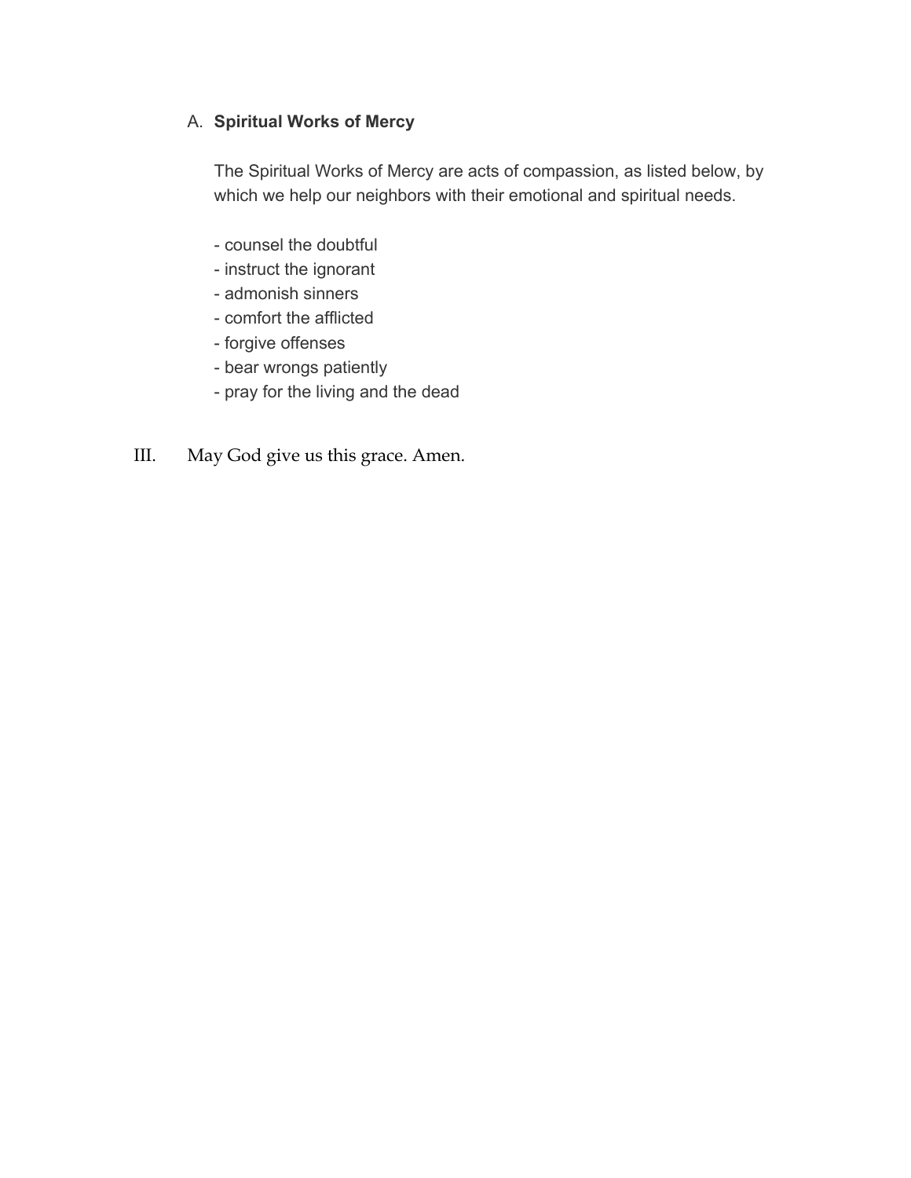A. **Spiritual Works of Mercy**

The Spiritual Works of Mercy are acts of compassion, as listed below, by which we help our neighbors with their emotional and spiritual needs.

- counsel the doubtful
- instruct the ignorant
- admonish sinners
- comfort the afflicted
- forgive offenses
- bear wrongs patiently
- pray for the living and the dead

III. May God give us this grace. Amen.